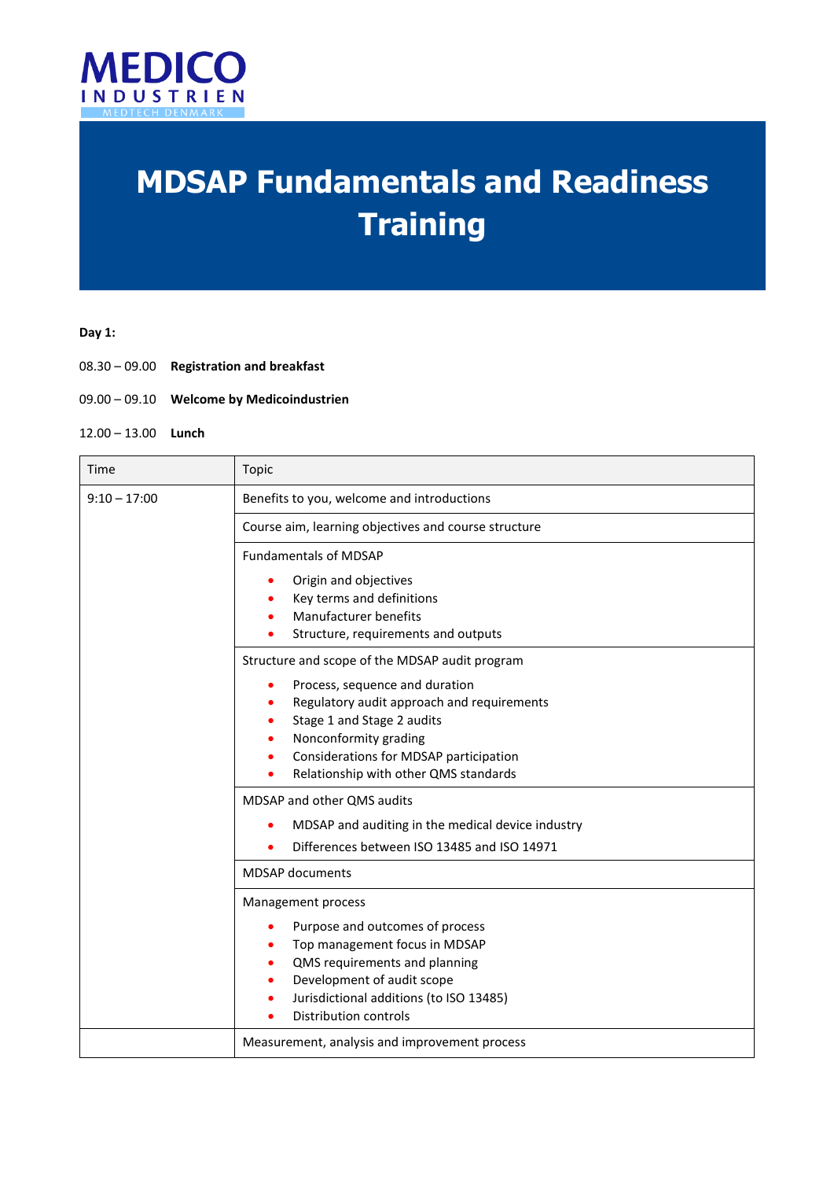MEDICO INDUSTRIEN
MEDTECH DENMARK

# MDSAP Fundamentals and Readiness Training

**Day 1:**

08.30 – 09.00 **Registration and breakfast**

09.00 – 09.10 **Welcome by Medicoindustrien**

12.00 – 13.00 **Lunch**

| Time | Topic |
|---|---|
| 9:10 – 17:00 | Benefits to you, welcome and introductions |
| | Course aim, learning objectives and course structure |
| | Fundamentals of MDSAP<br>• Origin and objectives<br>• Key terms and definitions<br>• Manufacturer benefits<br>• Structure, requirements and outputs |
| | Structure and scope of the MDSAP audit program<br>• Process, sequence and duration<br>• Regulatory audit approach and requirements<br>• Stage 1 and Stage 2 audits<br>• Nonconformity grading<br>• Considerations for MDSAP participation<br>• Relationship with other QMS standards |
| | MDSAP and other QMS audits<br>• MDSAP and auditing in the medical device industry<br>• Differences between ISO 13485 and ISO 14971 |
| | MDSAP documents |
| | Management process<br>• Purpose and outcomes of process<br>• Top management focus in MDSAP<br>• QMS requirements and planning<br>• Development of audit scope<br>• Jurisdictional additions (to ISO 13485)<br>• Distribution controls |
| | Measurement, analysis and improvement process |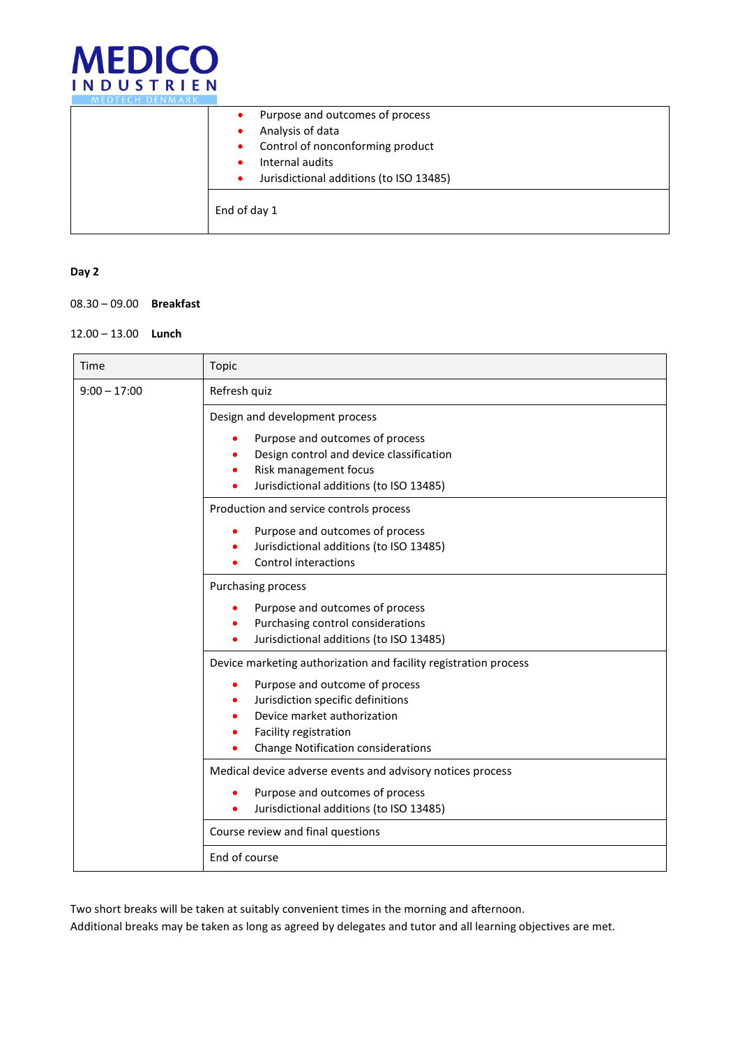| | |
|---|---|
| | • Purpose and outcomes of process<br>• Analysis of data<br>• Control of nonconforming product<br>• Internal audits<br>• Jurisdictional additions (to ISO 13485) |
| | End of day 1 |

**Day 2**

08.30 – 09.00 **Breakfast**

12.00 – 13.00 **Lunch**

| Time | Topic |
|---|---|
| 9:00 – 17:00 | Refresh quiz |
| | Design and development process<br>• Purpose and outcomes of process<br>• Design control and device classification<br>• Risk management focus<br>• Jurisdictional additions (to ISO 13485) |
| | Production and service controls process<br>• Purpose and outcomes of process<br>• Jurisdictional additions (to ISO 13485)<br>• Control interactions |
| | Purchasing process<br>• Purpose and outcomes of process<br>• Purchasing control considerations<br>• Jurisdictional additions (to ISO 13485) |
| | Device marketing authorization and facility registration process<br>• Purpose and outcome of process<br>• Jurisdiction specific definitions<br>• Device market authorization<br>• Facility registration<br>• Change Notification considerations |
| | Medical device adverse events and advisory notices process<br>• Purpose and outcomes of process<br>• Jurisdictional additions (to ISO 13485) |
| | Course review and final questions |
| | End of course |

Two short breaks will be taken at suitably convenient times in the morning and afternoon.
Additional breaks may be taken as long as agreed by delegates and tutor and all learning objectives are met.